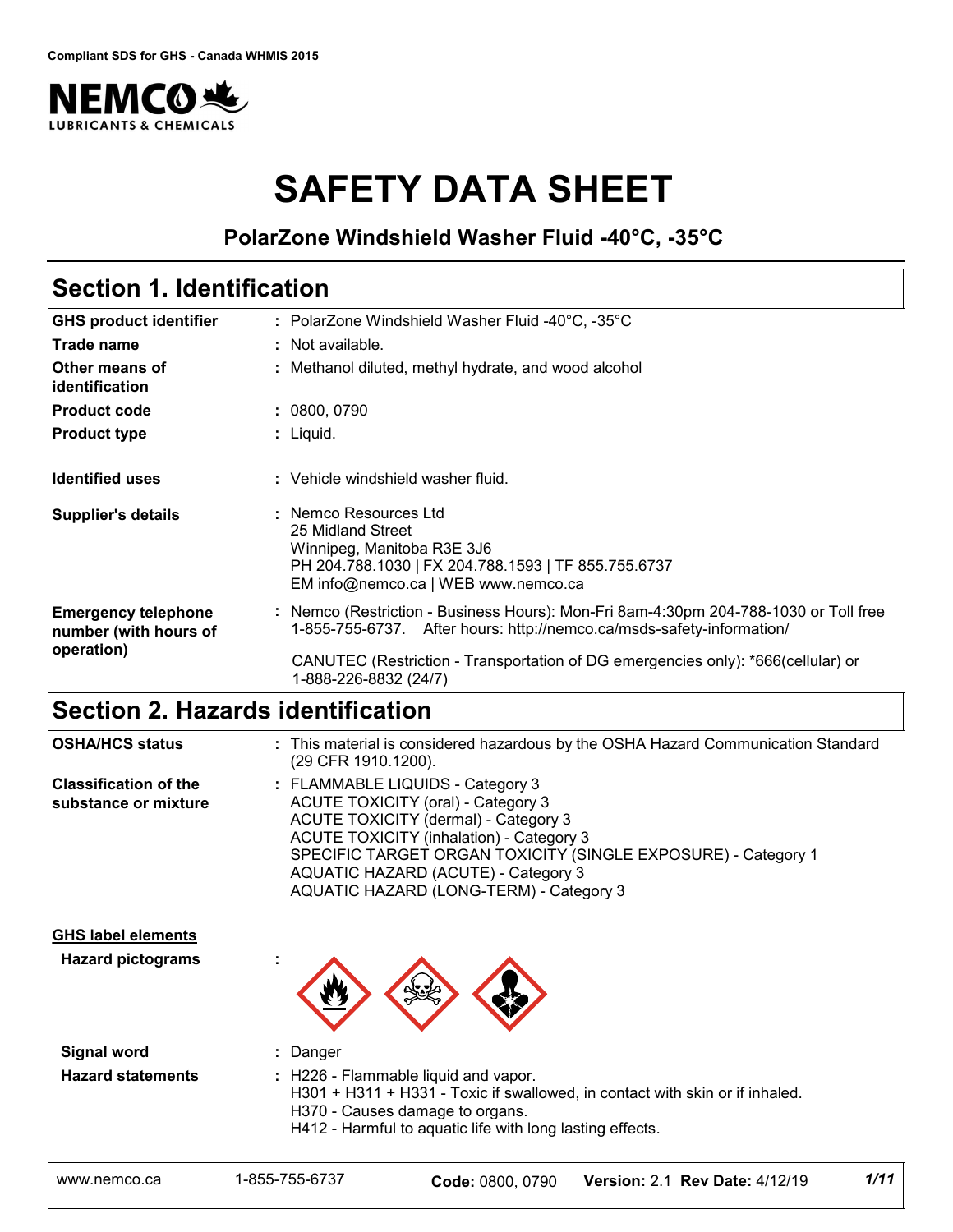Compliant SDS for GHS - Canada WHMIS 2015

NEMCO LUBRICANTS & CHEMICALS

# SAFETY DATA SHEET

**PolarZone Windshield Washer Fluid -40°C, -35°C**

## Section 1. Identification

| | |
|---|---|
| **GHS product identifier** | : PolarZone Windshield Washer Fluid -40°C, -35°C |
| **Trade name** | : Not available. |
| **Other means of identification** | : Methanol diluted, methyl hydrate, and wood alcohol |
| **Product code** | : 0800, 0790 |
| **Product type** | : Liquid. |
| **Identified uses** | : Vehicle windshield washer fluid. |
| **Supplier's details** | : Nemco Resources Ltd<br>25 Midland Street<br>Winnipeg, Manitoba R3E 3J6<br>PH 204.788.1030 \| FX 204.788.1593 \| TF 855.755.6737<br>EM info@nemco.ca \| WEB www.nemco.ca |
| **Emergency telephone number (with hours of operation)** | : Nemco (Restriction - Business Hours): Mon-Fri 8am-4:30pm 204-788-1030 or Toll free 1-855-755-6737. After hours: http://nemco.ca/msds-safety-information/<br><br>CANUTEC (Restriction - Transportation of DG emergencies only): *666(cellular) or 1-888-226-8832 (24/7) |

## Section 2. Hazards identification

| | |
|---|---|
| **OSHA/HCS status** | : This material is considered hazardous by the OSHA Hazard Communication Standard (29 CFR 1910.1200). |
| **Classification of the substance or mixture** | : FLAMMABLE LIQUIDS - Category 3<br>ACUTE TOXICITY (oral) - Category 3<br>ACUTE TOXICITY (dermal) - Category 3<br>ACUTE TOXICITY (inhalation) - Category 3<br>SPECIFIC TARGET ORGAN TOXICITY (SINGLE EXPOSURE) - Category 1<br>AQUATIC HAZARD (ACUTE) - Category 3<br>AQUATIC HAZARD (LONG-TERM) - Category 3 |

**GHS label elements**

| | |
|---|---|
| **Hazard pictograms** | : |
| **Signal word** | : Danger |
| **Hazard statements** | : H226 - Flammable liquid and vapor.<br>H301 + H311 + H331 - Toxic if swallowed, in contact with skin or if inhaled.<br>H370 - Causes damage to organs.<br>H412 - Harmful to aquatic life with long lasting effects. |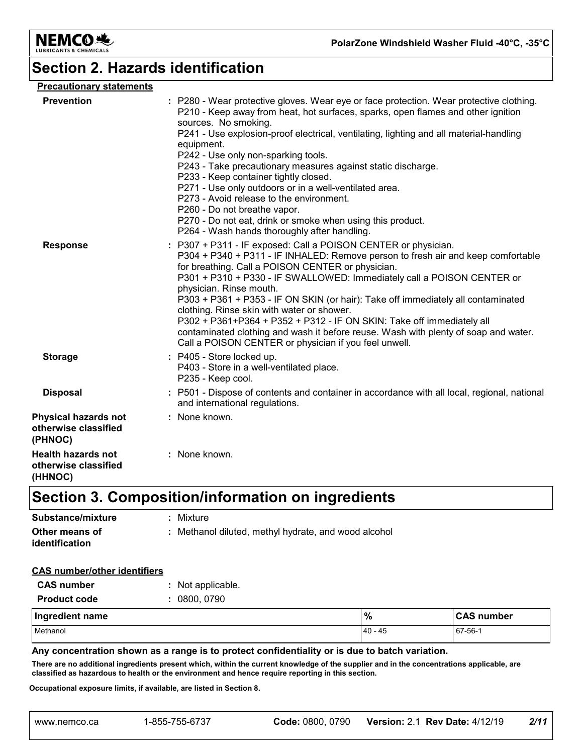## Section 2. Hazards identification

**Precautionary statements**

**Prevention** : P280 - Wear protective gloves. Wear eye or face protection. Wear protective clothing.
P210 - Keep away from heat, hot surfaces, sparks, open flames and other ignition sources. No smoking.
P241 - Use explosion-proof electrical, ventilating, lighting and all material-handling equipment.
P242 - Use only non-sparking tools.
P243 - Take precautionary measures against static discharge.
P233 - Keep container tightly closed.
P271 - Use only outdoors or in a well-ventilated area.
P273 - Avoid release to the environment.
P260 - Do not breathe vapor.
P270 - Do not eat, drink or smoke when using this product.
P264 - Wash hands thoroughly after handling.

**Response** : P307 + P311 - IF exposed: Call a POISON CENTER or physician.
P304 + P340 + P311 - IF INHALED: Remove person to fresh air and keep comfortable for breathing. Call a POISON CENTER or physician.
P301 + P310 + P330 - IF SWALLOWED: Immediately call a POISON CENTER or physician. Rinse mouth.
P303 + P361 + P353 - IF ON SKIN (or hair): Take off immediately all contaminated clothing. Rinse skin with water or shower.
P302 + P361+P364 + P352 + P312 - IF ON SKIN: Take off immediately all contaminated clothing and wash it before reuse. Wash with plenty of soap and water. Call a POISON CENTER or physician if you feel unwell.

**Storage** : P405 - Store locked up.
P403 - Store in a well-ventilated place.
P235 - Keep cool.

**Disposal** : P501 - Dispose of contents and container in accordance with all local, regional, national and international regulations.

**Physical hazards not otherwise classified (PHNOC)** : None known.

**Health hazards not otherwise classified (HHNOC)** : None known.

## Section 3. Composition/information on ingredients

**Substance/mixture** : Mixture

**Other means of identification** : Methanol diluted, methyl hydrate, and wood alcohol

**CAS number/other identifiers**

**CAS number** : Not applicable.

**Product code** : 0800, 0790

| Ingredient name | % | CAS number |
|---|---|---|
| Methanol | 40 - 45 | 67-56-1 |

**Any concentration shown as a range is to protect confidentiality or is due to batch variation.**

**There are no additional ingredients present which, within the current knowledge of the supplier and in the concentrations applicable, are classified as hazardous to health or the environment and hence require reporting in this section.**

**Occupational exposure limits, if available, are listed in Section 8.**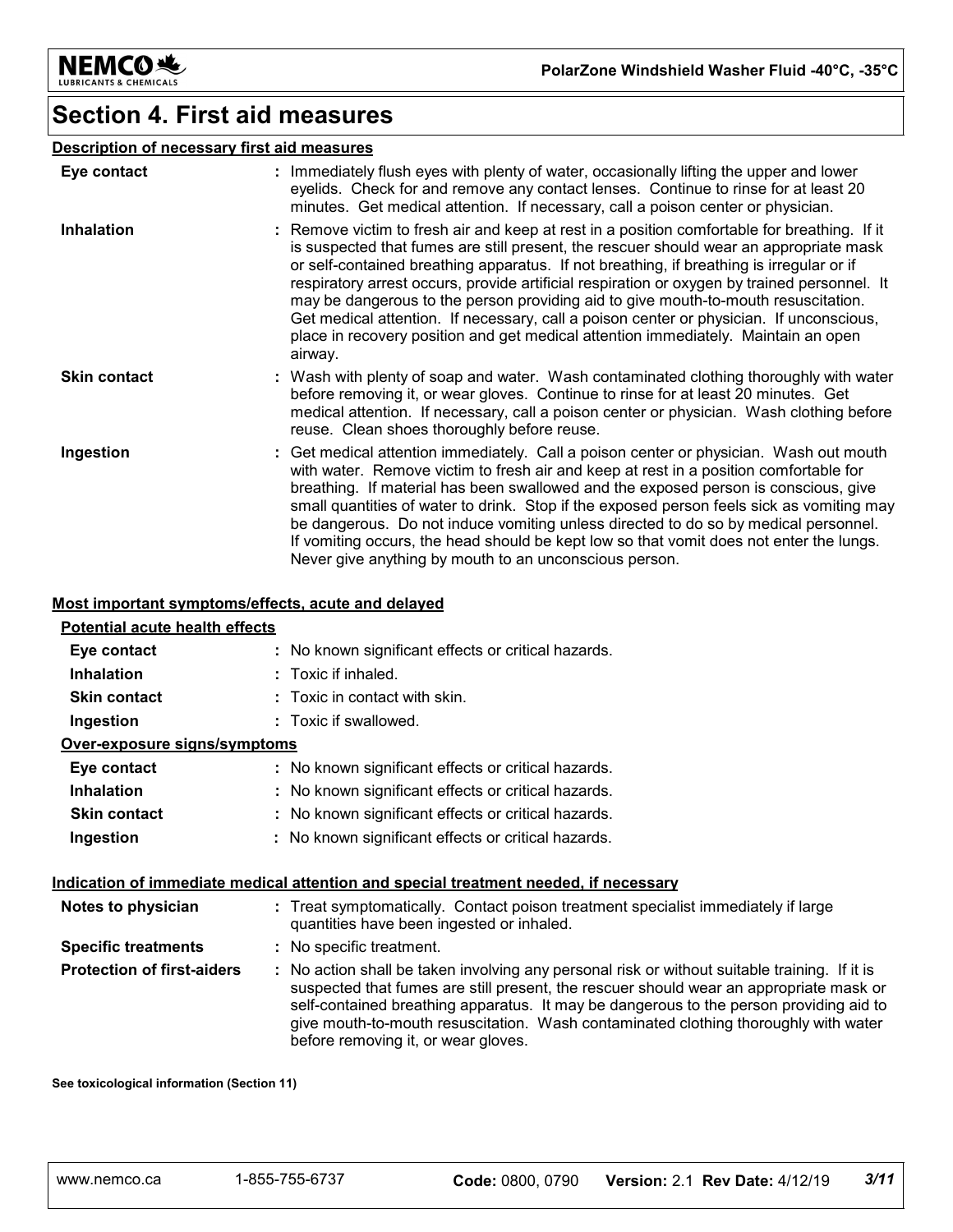# Section 4. First aid measures

## Description of necessary first aid measures

| | |
|---|---|
| **Eye contact** | : Immediately flush eyes with plenty of water, occasionally lifting the upper and lower eyelids. Check for and remove any contact lenses. Continue to rinse for at least 20 minutes. Get medical attention. If necessary, call a poison center or physician. |
| **Inhalation** | : Remove victim to fresh air and keep at rest in a position comfortable for breathing. If it is suspected that fumes are still present, the rescuer should wear an appropriate mask or self-contained breathing apparatus. If not breathing, if breathing is irregular or if respiratory arrest occurs, provide artificial respiration or oxygen by trained personnel. It may be dangerous to the person providing aid to give mouth-to-mouth resuscitation. Get medical attention. If necessary, call a poison center or physician. If unconscious, place in recovery position and get medical attention immediately. Maintain an open airway. |
| **Skin contact** | : Wash with plenty of soap and water. Wash contaminated clothing thoroughly with water before removing it, or wear gloves. Continue to rinse for at least 20 minutes. Get medical attention. If necessary, call a poison center or physician. Wash clothing before reuse. Clean shoes thoroughly before reuse. |
| **Ingestion** | : Get medical attention immediately. Call a poison center or physician. Wash out mouth with water. Remove victim to fresh air and keep at rest in a position comfortable for breathing. If material has been swallowed and the exposed person is conscious, give small quantities of water to drink. Stop if the exposed person feels sick as vomiting may be dangerous. Do not induce vomiting unless directed to do so by medical personnel. If vomiting occurs, the head should be kept low so that vomit does not enter the lungs. Never give anything by mouth to an unconscious person. |

## Most important symptoms/effects, acute and delayed

### Potential acute health effects

| | |
|---|---|
| **Eye contact** | : No known significant effects or critical hazards. |
| **Inhalation** | : Toxic if inhaled. |
| **Skin contact** | : Toxic in contact with skin. |
| **Ingestion** | : Toxic if swallowed. |

### Over-exposure signs/symptoms

| | |
|---|---|
| **Eye contact** | : No known significant effects or critical hazards. |
| **Inhalation** | : No known significant effects or critical hazards. |
| **Skin contact** | : No known significant effects or critical hazards. |
| **Ingestion** | : No known significant effects or critical hazards. |

## Indication of immediate medical attention and special treatment needed, if necessary

| | |
|---|---|
| **Notes to physician** | : Treat symptomatically. Contact poison treatment specialist immediately if large quantities have been ingested or inhaled. |
| **Specific treatments** | : No specific treatment. |
| **Protection of first-aiders** | : No action shall be taken involving any personal risk or without suitable training. If it is suspected that fumes are still present, the rescuer should wear an appropriate mask or self-contained breathing apparatus. It may be dangerous to the person providing aid to give mouth-to-mouth resuscitation. Wash contaminated clothing thoroughly with water before removing it, or wear gloves. |

**See toxicological information (Section 11)**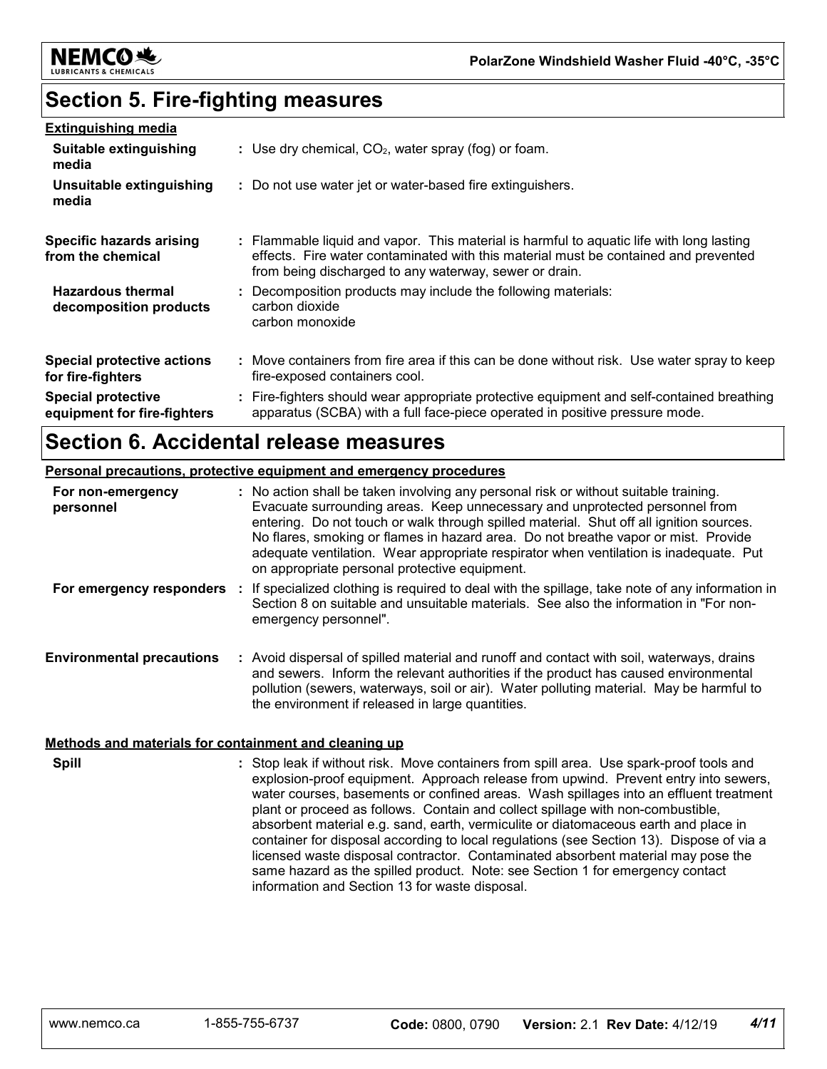## Section 5. Fire-fighting measures

**Extinguishing media**

| | |
|---|---|
| **Suitable extinguishing media** | : Use dry chemical, $CO_2$, water spray (fog) or foam. |
| **Unsuitable extinguishing media** | : Do not use water jet or water-based fire extinguishers. |
| **Specific hazards arising from the chemical** | : Flammable liquid and vapor. This material is harmful to aquatic life with long lasting effects. Fire water contaminated with this material must be contained and prevented from being discharged to any waterway, sewer or drain. |
| **Hazardous thermal decomposition products** | : Decomposition products may include the following materials: carbon dioxide carbon monoxide |
| **Special protective actions for fire-fighters** | : Move containers from fire area if this can be done without risk. Use water spray to keep fire-exposed containers cool. |
| **Special protective equipment for fire-fighters** | : Fire-fighters should wear appropriate protective equipment and self-contained breathing apparatus (SCBA) with a full face-piece operated in positive pressure mode. |

## Section 6. Accidental release measures

**Personal precautions, protective equipment and emergency procedures**

| | |
|---|---|
| **For non-emergency personnel** | : No action shall be taken involving any personal risk or without suitable training. Evacuate surrounding areas. Keep unnecessary and unprotected personnel from entering. Do not touch or walk through spilled material. Shut off all ignition sources. No flares, smoking or flames in hazard area. Do not breathe vapor or mist. Provide adequate ventilation. Wear appropriate respirator when ventilation is inadequate. Put on appropriate personal protective equipment. |
| **For emergency responders** | : If specialized clothing is required to deal with the spillage, take note of any information in Section 8 on suitable and unsuitable materials. See also the information in "For non-emergency personnel". |
| **Environmental precautions** | : Avoid dispersal of spilled material and runoff and contact with soil, waterways, drains and sewers. Inform the relevant authorities if the product has caused environmental pollution (sewers, waterways, soil or air). Water polluting material. May be harmful to the environment if released in large quantities. |

**Methods and materials for containment and cleaning up**

| | |
|---|---|
| **Spill** | : Stop leak if without risk. Move containers from spill area. Use spark-proof tools and explosion-proof equipment. Approach release from upwind. Prevent entry into sewers, water courses, basements or confined areas. Wash spillages into an effluent treatment plant or proceed as follows. Contain and collect spillage with non-combustible, absorbent material e.g. sand, earth, vermiculite or diatomaceous earth and place in container for disposal according to local regulations (see Section 13). Dispose of via a licensed waste disposal contractor. Contaminated absorbent material may pose the same hazard as the spilled product. Note: see Section 1 for emergency contact information and Section 13 for waste disposal. |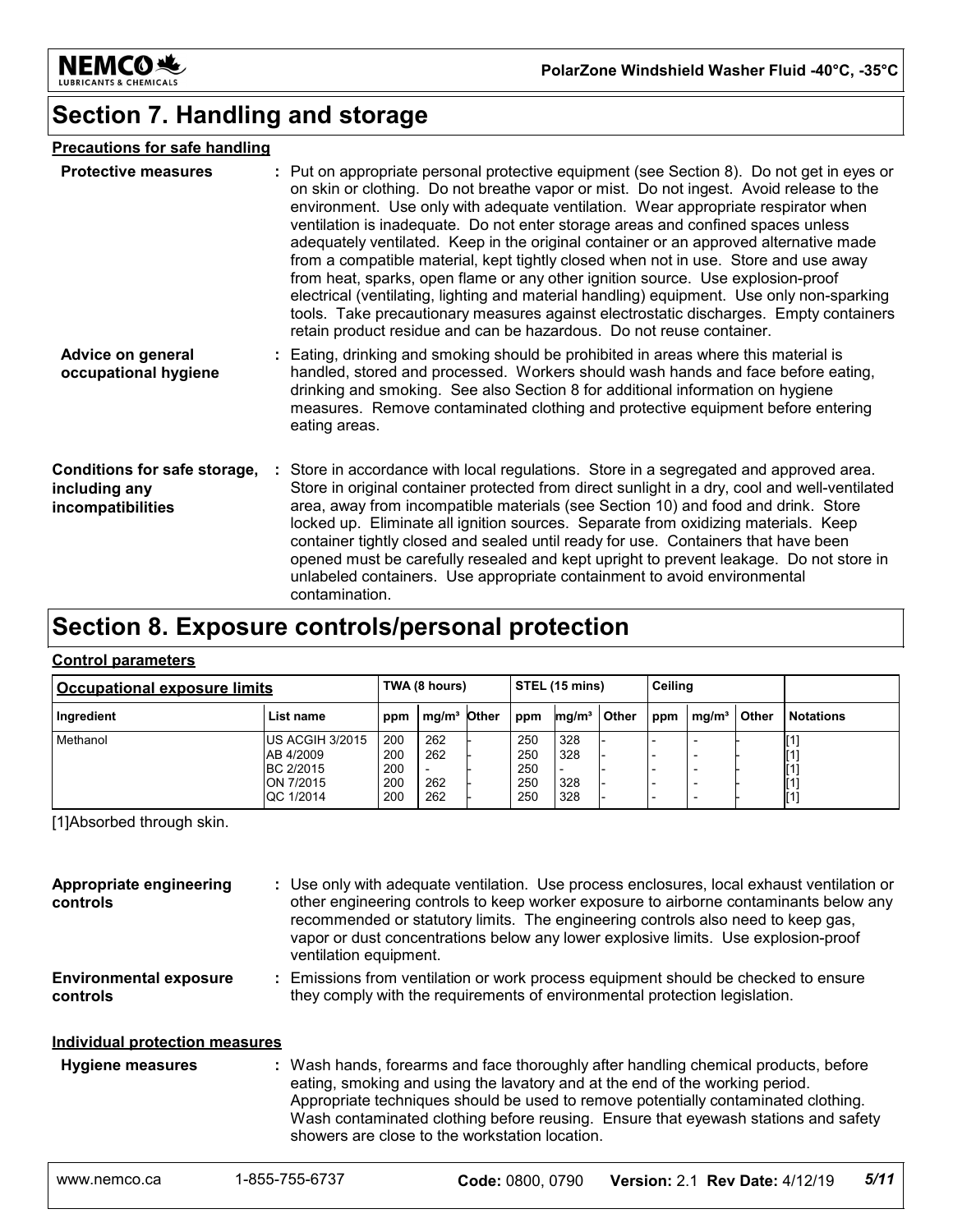# Section 7. Handling and storage

## Precautions for safe handling

**Protective measures** : Put on appropriate personal protective equipment (see Section 8). Do not get in eyes or on skin or clothing. Do not breathe vapor or mist. Do not ingest. Avoid release to the environment. Use only with adequate ventilation. Wear appropriate respirator when ventilation is inadequate. Do not enter storage areas and confined spaces unless adequately ventilated. Keep in the original container or an approved alternative made from a compatible material, kept tightly closed when not in use. Store and use away from heat, sparks, open flame or any other ignition source. Use explosion-proof electrical (ventilating, lighting and material handling) equipment. Use only non-sparking tools. Take precautionary measures against electrostatic discharges. Empty containers retain product residue and can be hazardous. Do not reuse container.

**Advice on general occupational hygiene** : Eating, drinking and smoking should be prohibited in areas where this material is handled, stored and processed. Workers should wash hands and face before eating, drinking and smoking. See also Section 8 for additional information on hygiene measures. Remove contaminated clothing and protective equipment before entering eating areas.

**Conditions for safe storage, including any incompatibilities** : Store in accordance with local regulations. Store in a segregated and approved area. Store in original container protected from direct sunlight in a dry, cool and well-ventilated area, away from incompatible materials (see Section 10) and food and drink. Store locked up. Eliminate all ignition sources. Separate from oxidizing materials. Keep container tightly closed and sealed until ready for use. Containers that have been opened must be carefully resealed and kept upright to prevent leakage. Do not store in unlabeled containers. Use appropriate containment to avoid environmental contamination.

# Section 8. Exposure controls/personal protection

## Control parameters

| Occupational exposure limits | | TWA (8 hours) | | | STEL (15 mins) | | | Ceiling | | | |
|---|---|---|---|---|---|---|---|---|---|---|---|
| Ingredient | List name | ppm | mg/m³ | Other | ppm | mg/m³ | Other | ppm | mg/m³ | Other | Notations |
| Methanol | US ACGIH 3/2015 | 200 | 262 | - | 250 | 328 | - | - | - | - | [1] |
| | AB 4/2009 | 200 | 262 | - | 250 | 328 | - | - | - | - | [1] |
| | BC 2/2015 | 200 | - | - | 250 | - | - | - | - | - | [1] |
| | ON 7/2015 | 200 | 262 | - | 250 | 328 | - | - | - | - | [1] |
| | QC 1/2014 | 200 | 262 | - | 250 | 328 | - | - | - | - | [1] |

[1]Absorbed through skin.

**Appropriate engineering controls** : Use only with adequate ventilation. Use process enclosures, local exhaust ventilation or other engineering controls to keep worker exposure to airborne contaminants below any recommended or statutory limits. The engineering controls also need to keep gas, vapor or dust concentrations below any lower explosive limits. Use explosion-proof ventilation equipment.

**Environmental exposure controls** : Emissions from ventilation or work process equipment should be checked to ensure they comply with the requirements of environmental protection legislation.

## Individual protection measures

**Hygiene measures** : Wash hands, forearms and face thoroughly after handling chemical products, before eating, smoking and using the lavatory and at the end of the working period. Appropriate techniques should be used to remove potentially contaminated clothing. Wash contaminated clothing before reusing. Ensure that eyewash stations and safety showers are close to the workstation location.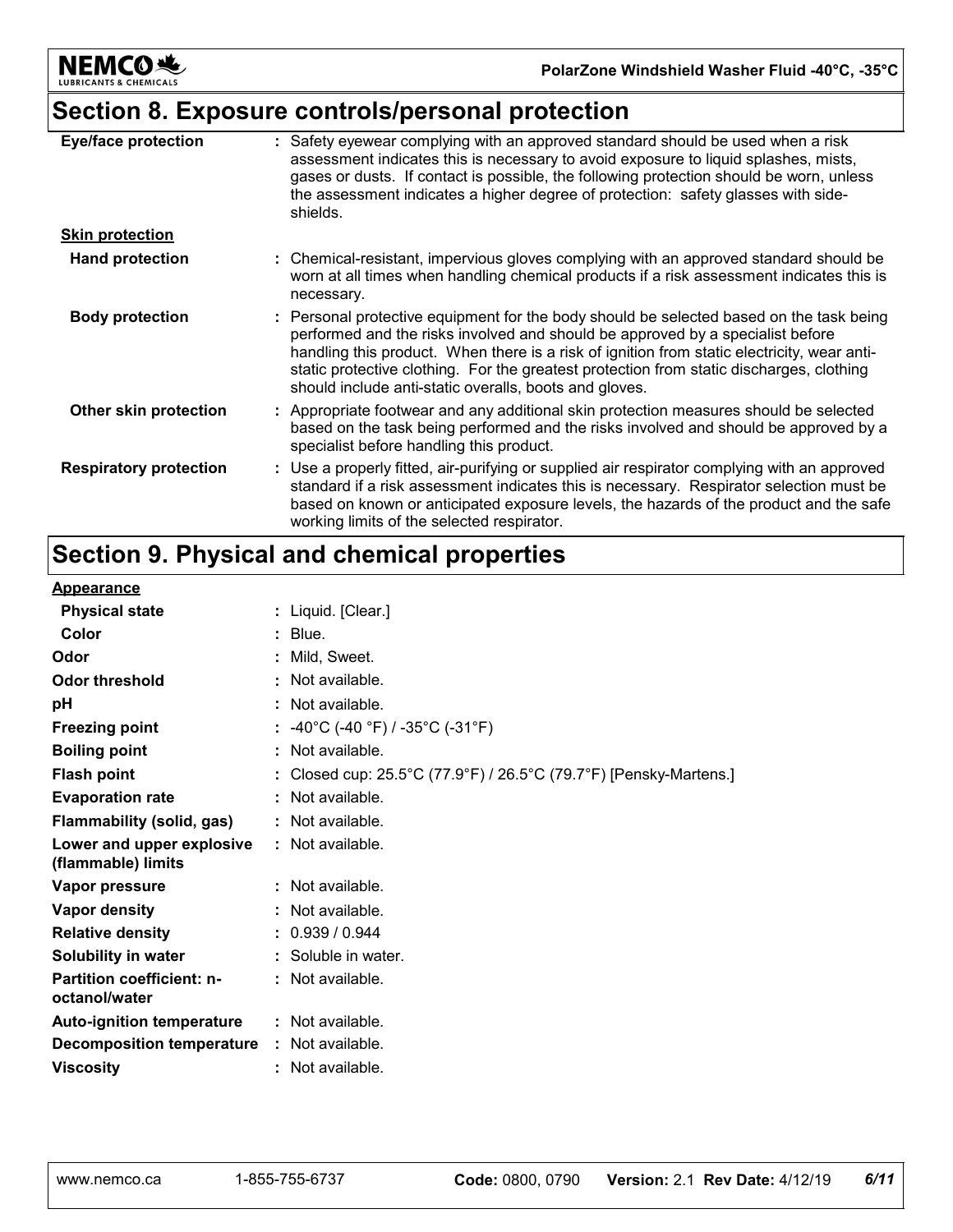## Section 8. Exposure controls/personal protection

| | |
|---|---|
| **Eye/face protection** | : Safety eyewear complying with an approved standard should be used when a risk assessment indicates this is necessary to avoid exposure to liquid splashes, mists, gases or dusts. If contact is possible, the following protection should be worn, unless the assessment indicates a higher degree of protection: safety glasses with side-shields. |
| **Skin protection** | |
| **Hand protection** | : Chemical-resistant, impervious gloves complying with an approved standard should be worn at all times when handling chemical products if a risk assessment indicates this is necessary. |
| **Body protection** | : Personal protective equipment for the body should be selected based on the task being performed and the risks involved and should be approved by a specialist before handling this product. When there is a risk of ignition from static electricity, wear anti-static protective clothing. For the greatest protection from static discharges, clothing should include anti-static overalls, boots and gloves. |
| **Other skin protection** | : Appropriate footwear and any additional skin protection measures should be selected based on the task being performed and the risks involved and should be approved by a specialist before handling this product. |
| **Respiratory protection** | : Use a properly fitted, air-purifying or supplied air respirator complying with an approved standard if a risk assessment indicates this is necessary. Respirator selection must be based on known or anticipated exposure levels, the hazards of the product and the safe working limits of the selected respirator. |

## Section 9. Physical and chemical properties

| | |
|---|---|
| **Appearance** | |
| **Physical state** | : Liquid. [Clear.] |
| **Color** | : Blue. |
| **Odor** | : Mild, Sweet. |
| **Odor threshold** | : Not available. |
| **pH** | : Not available. |
| **Freezing point** | : -40°C (-40 °F) / -35°C (-31°F) |
| **Boiling point** | : Not available. |
| **Flash point** | : Closed cup: 25.5°C (77.9°F) / 26.5°C (79.7°F) [Pensky-Martens.] |
| **Evaporation rate** | : Not available. |
| **Flammability (solid, gas)** | : Not available. |
| **Lower and upper explosive (flammable) limits** | : Not available. |
| **Vapor pressure** | : Not available. |
| **Vapor density** | : Not available. |
| **Relative density** | : 0.939 / 0.944 |
| **Solubility in water** | : Soluble in water. |
| **Partition coefficient: n-octanol/water** | : Not available. |
| **Auto-ignition temperature** | : Not available. |
| **Decomposition temperature** | : Not available. |
| **Viscosity** | : Not available. |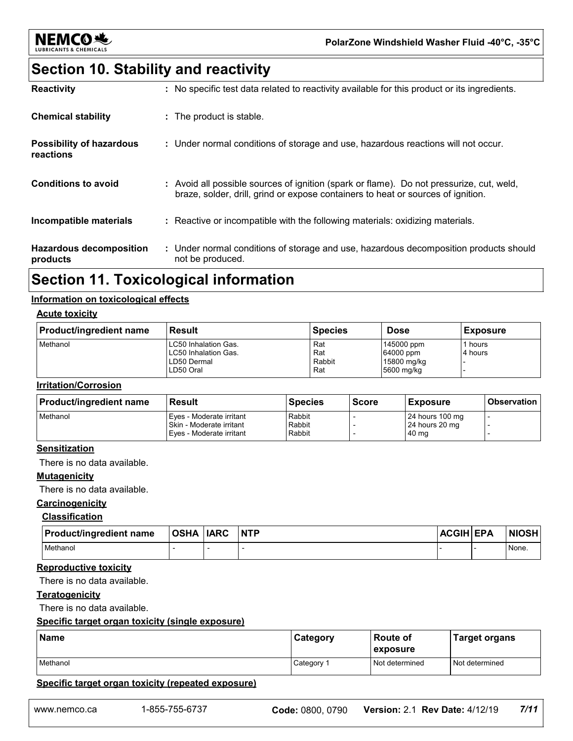## Section 10. Stability and reactivity

**Reactivity** : No specific test data related to reactivity available for this product or its ingredients.

**Chemical stability** : The product is stable.

**Possibility of hazardous reactions** : Under normal conditions of storage and use, hazardous reactions will not occur.

**Conditions to avoid** : Avoid all possible sources of ignition (spark or flame). Do not pressurize, cut, weld, braze, solder, drill, grind or expose containers to heat or sources of ignition.

**Incompatible materials** : Reactive or incompatible with the following materials: oxidizing materials.

**Hazardous decomposition products** : Under normal conditions of storage and use, hazardous decomposition products should not be produced.

## Section 11. Toxicological information

**Information on toxicological effects**

**Acute toxicity**

| Product/ingredient name | Result | Species | Dose | Exposure |
|---|---|---|---|---|
| Methanol | LC50 Inhalation Gas.<br>LC50 Inhalation Gas.<br>LD50 Dermal<br>LD50 Oral | Rat<br>Rat<br>Rabbit<br>Rat | 145000 ppm<br>64000 ppm<br>15800 mg/kg<br>5600 mg/kg | 1 hours<br>4 hours<br>-<br>- |

**Irritation/Corrosion**

| Product/ingredient name | Result | Species | Score | Exposure | Observation |
|---|---|---|---|---|---|
| Methanol | Eyes - Moderate irritant<br>Skin - Moderate irritant<br>Eyes - Moderate irritant | Rabbit<br>Rabbit<br>Rabbit | -<br>-<br>- | 24 hours 100 mg<br>24 hours 20 mg<br>40 mg | -<br>-<br>- |

**Sensitization**

There is no data available.

**Mutagenicity**

There is no data available.

**Carcinogenicity**

**Classification**

| Product/ingredient name | OSHA | IARC | NTP | ACGIH | EPA | NIOSH |
|---|---|---|---|---|---|---|
| Methanol | - | - | - | - | - | None. |

**Reproductive toxicity**

There is no data available.

**Teratogenicity**

There is no data available.

**Specific target organ toxicity (single exposure)**

| Name | Category | Route of exposure | Target organs |
|---|---|---|---|
| Methanol | Category 1 | Not determined | Not determined |

**Specific target organ toxicity (repeated exposure)**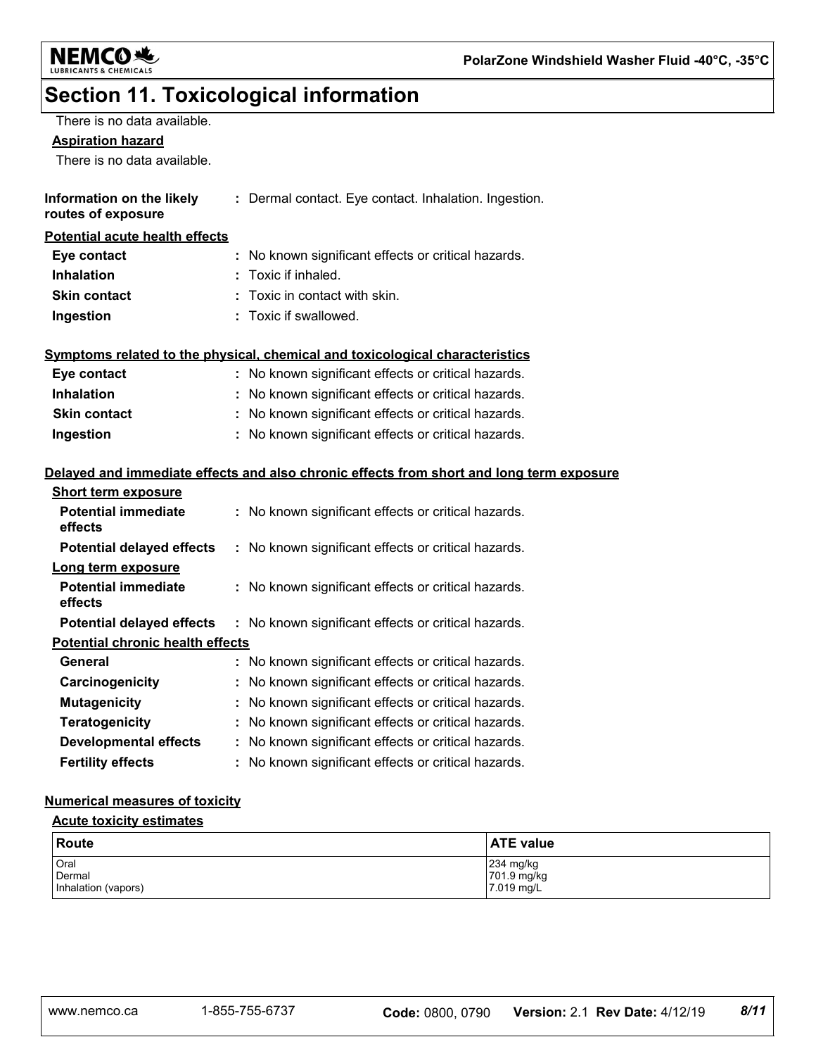# Section 11. Toxicological information

There is no data available.

**Aspiration hazard**

There is no data available.

**Information on the likely routes of exposure** : Dermal contact. Eye contact. Inhalation. Ingestion.

**Potential acute health effects**

| | |
|---|---|
| **Eye contact** | : No known significant effects or critical hazards. |
| **Inhalation** | : Toxic if inhaled. |
| **Skin contact** | : Toxic in contact with skin. |
| **Ingestion** | : Toxic if swallowed. |

**Symptoms related to the physical, chemical and toxicological characteristics**

| | |
|---|---|
| **Eye contact** | : No known significant effects or critical hazards. |
| **Inhalation** | : No known significant effects or critical hazards. |
| **Skin contact** | : No known significant effects or critical hazards. |
| **Ingestion** | : No known significant effects or critical hazards. |

**Delayed and immediate effects and also chronic effects from short and long term exposure**

**Short term exposure**

| | |
|---|---|
| **Potential immediate effects** | : No known significant effects or critical hazards. |
| **Potential delayed effects** | : No known significant effects or critical hazards. |

**Long term exposure**

| | |
|---|---|
| **Potential immediate effects** | : No known significant effects or critical hazards. |
| **Potential delayed effects** | : No known significant effects or critical hazards. |

**Potential chronic health effects**

| | |
|---|---|
| **General** | : No known significant effects or critical hazards. |
| **Carcinogenicity** | : No known significant effects or critical hazards. |
| **Mutagenicity** | : No known significant effects or critical hazards. |
| **Teratogenicity** | : No known significant effects or critical hazards. |
| **Developmental effects** | : No known significant effects or critical hazards. |
| **Fertility effects** | : No known significant effects or critical hazards. |

**Numerical measures of toxicity**

**Acute toxicity estimates**

| Route | ATE value |
|---|---|
| Oral | 234 mg/kg |
| Dermal | 701.9 mg/kg |
| Inhalation (vapors) | 7.019 mg/L |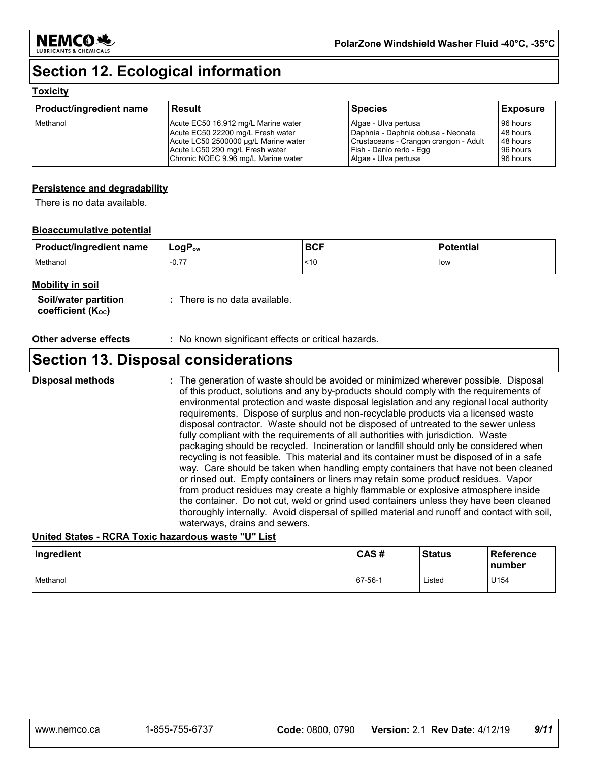## Section 12. Ecological information

**Toxicity**

| Product/ingredient name | Result | Species | Exposure |
|---|---|---|---|
| Methanol | Acute EC50 16.912 mg/L Marine water | Algae - Ulva pertusa | 96 hours |
| | Acute EC50 22200 mg/L Fresh water | Daphnia - Daphnia obtusa - Neonate | 48 hours |
| | Acute LC50 2500000 µg/L Marine water | Crustaceans - Crangon crangon - Adult | 48 hours |
| | Acute LC50 290 mg/L Fresh water | Fish - Danio rerio - Egg | 96 hours |
| | Chronic NOEC 9.96 mg/L Marine water | Algae - Ulva pertusa | 96 hours |

**Persistence and degradability**

There is no data available.

**Bioaccumulative potential**

| Product/ingredient name | $LogP_{ow}$ | BCF | Potential |
|---|---|---|---|
| Methanol | -0.77 | <10 | low |

**Mobility in soil**

**Soil/water partition coefficient ($K_{OC}$)** : There is no data available.

**Other adverse effects** : No known significant effects or critical hazards.

## Section 13. Disposal considerations

**Disposal methods** : The generation of waste should be avoided or minimized wherever possible. Disposal of this product, solutions and any by-products should comply with the requirements of environmental protection and waste disposal legislation and any regional local authority requirements. Dispose of surplus and non-recyclable products via a licensed waste disposal contractor. Waste should not be disposed of untreated to the sewer unless fully compliant with the requirements of all authorities with jurisdiction. Waste packaging should be recycled. Incineration or landfill should only be considered when recycling is not feasible. This material and its container must be disposed of in a safe way. Care should be taken when handling empty containers that have not been cleaned or rinsed out. Empty containers or liners may retain some product residues. Vapor from product residues may create a highly flammable or explosive atmosphere inside the container. Do not cut, weld or grind used containers unless they have been cleaned thoroughly internally. Avoid dispersal of spilled material and runoff and contact with soil, waterways, drains and sewers.

**United States - RCRA Toxic hazardous waste "U" List**

| Ingredient | CAS # | Status | Reference number |
|---|---|---|---|
| Methanol | 67-56-1 | Listed | U154 |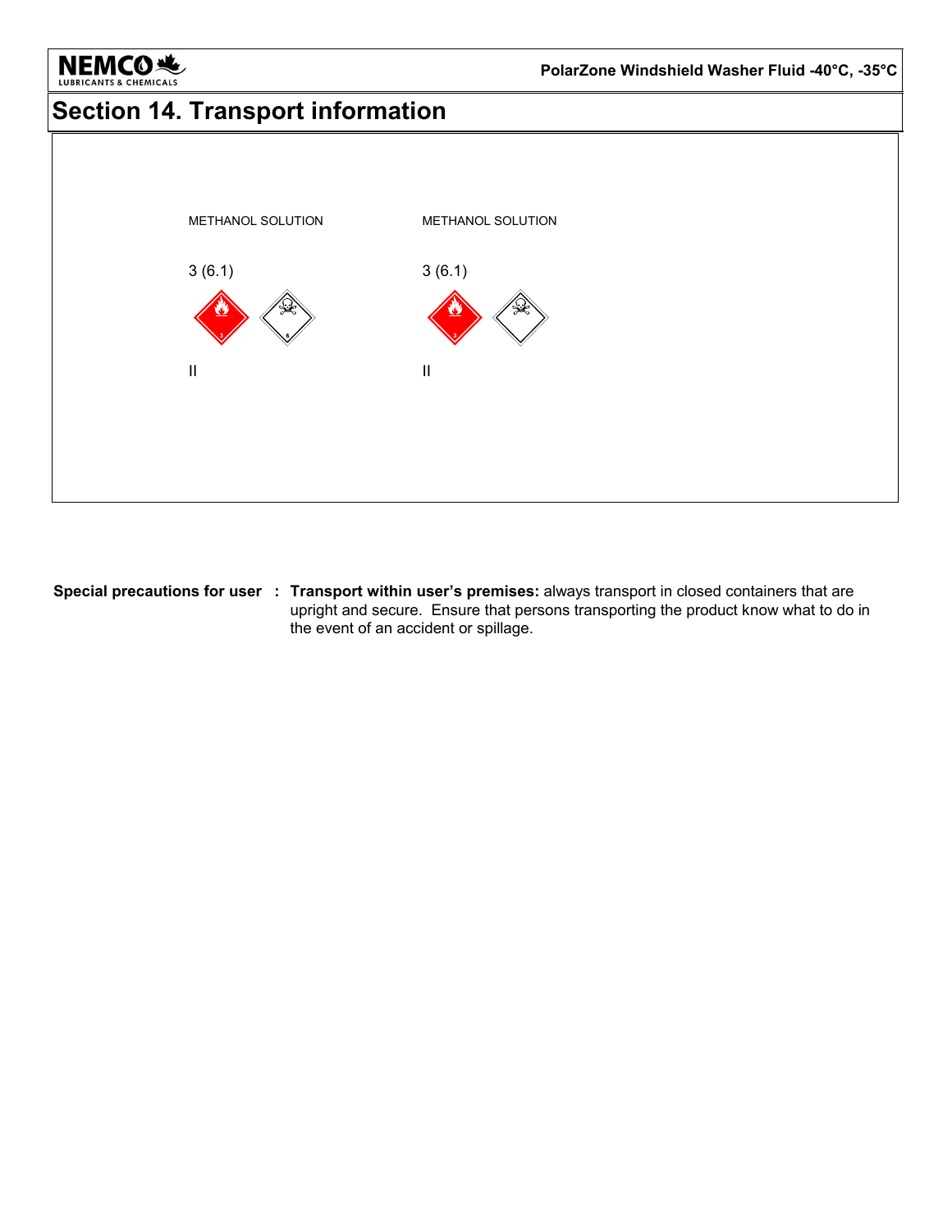# Section 14. Transport information

| | |
|---|---|
| METHANOL SOLUTION | METHANOL SOLUTION |
| 3 (6.1) | 3 (6.1) |
| II | II |

**Special precautions for user** : **Transport within user's premises:** always transport in closed containers that are upright and secure. Ensure that persons transporting the product know what to do in the event of an accident or spillage.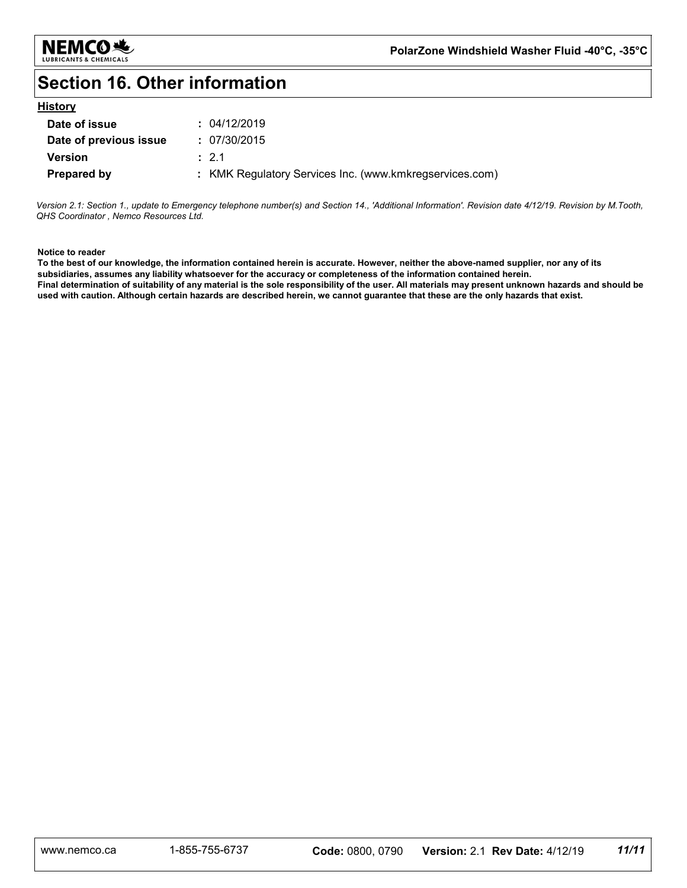## Section 16. Other information

**History**

| | |
|---|---|
| **Date of issue** | : 04/12/2019 |
| **Date of previous issue** | : 07/30/2015 |
| **Version** | : 2.1 |
| **Prepared by** | : KMK Regulatory Services Inc. (www.kmkregservices.com) |

*Version 2.1: Section 1., update to Emergency telephone number(s) and Section 14., 'Additional Information'. Revision date 4/12/19. Revision by M.Tooth, QHS Coordinator , Nemco Resources Ltd.*

**Notice to reader**

**To the best of our knowledge, the information contained herein is accurate. However, neither the above-named supplier, nor any of its subsidiaries, assumes any liability whatsoever for the accuracy or completeness of the information contained herein.**
**Final determination of suitability of any material is the sole responsibility of the user. All materials may present unknown hazards and should be used with caution. Although certain hazards are described herein, we cannot guarantee that these are the only hazards that exist.**